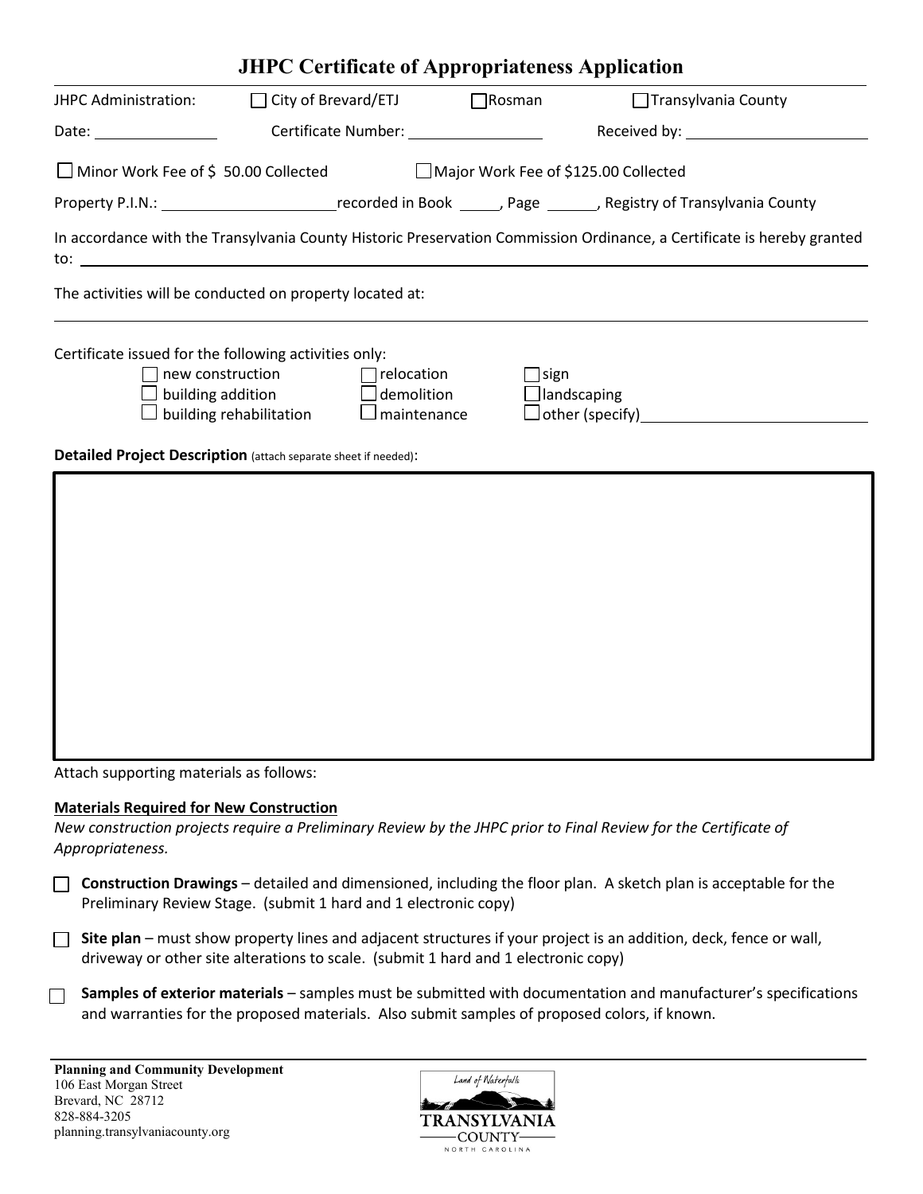# JHPC Certificate of Appropriateness Application

JHPC Administration: ☐ City of Brevard/ETJ ☐ Rosman ☐ Transylvania County

Date: ______________ Certificate Number: ________________ Received by: ____________________

☐ Minor Work Fee of $ 50.00 Collected ☐ Major Work Fee of $125.00 Collected

Property P.I.N.: ____________________ recorded in Book _____, Page ______, Registry of Transylvania County

In accordance with the Transylvania County Historic Preservation Commission Ordinance, a Certificate is hereby granted to: ________________________________________

The activities will be conducted on property located at:

________________________________________

Certificate issued for the following activities only:

- ☐ new construction
- ☐ building addition
- ☐ building rehabilitation
- ☐ relocation
- ☐ demolition
- ☐ maintenance
- ☐ sign
- ☐ landscaping
- ☐ other (specify) ____________________

**Detailed Project Description** (attach separate sheet if needed):

Attach supporting materials as follows:

**Materials Required for New Construction**

*New construction projects require a Preliminary Review by the JHPC prior to Final Review for the Certificate of Appropriateness.*

☐ **Construction Drawings** – detailed and dimensioned, including the floor plan. A sketch plan is acceptable for the Preliminary Review Stage. (submit 1 hard and 1 electronic copy)

☐ **Site plan** – must show property lines and adjacent structures if your project is an addition, deck, fence or wall, driveway or other site alterations to scale. (submit 1 hard and 1 electronic copy)

☐ **Samples of exterior materials** – samples must be submitted with documentation and manufacturer's specifications and warranties for the proposed materials. Also submit samples of proposed colors, if known.

**Planning and Community Development**
106 East Morgan Street
Brevard, NC 28712
828-884-3205
planning.transylvaniacounty.org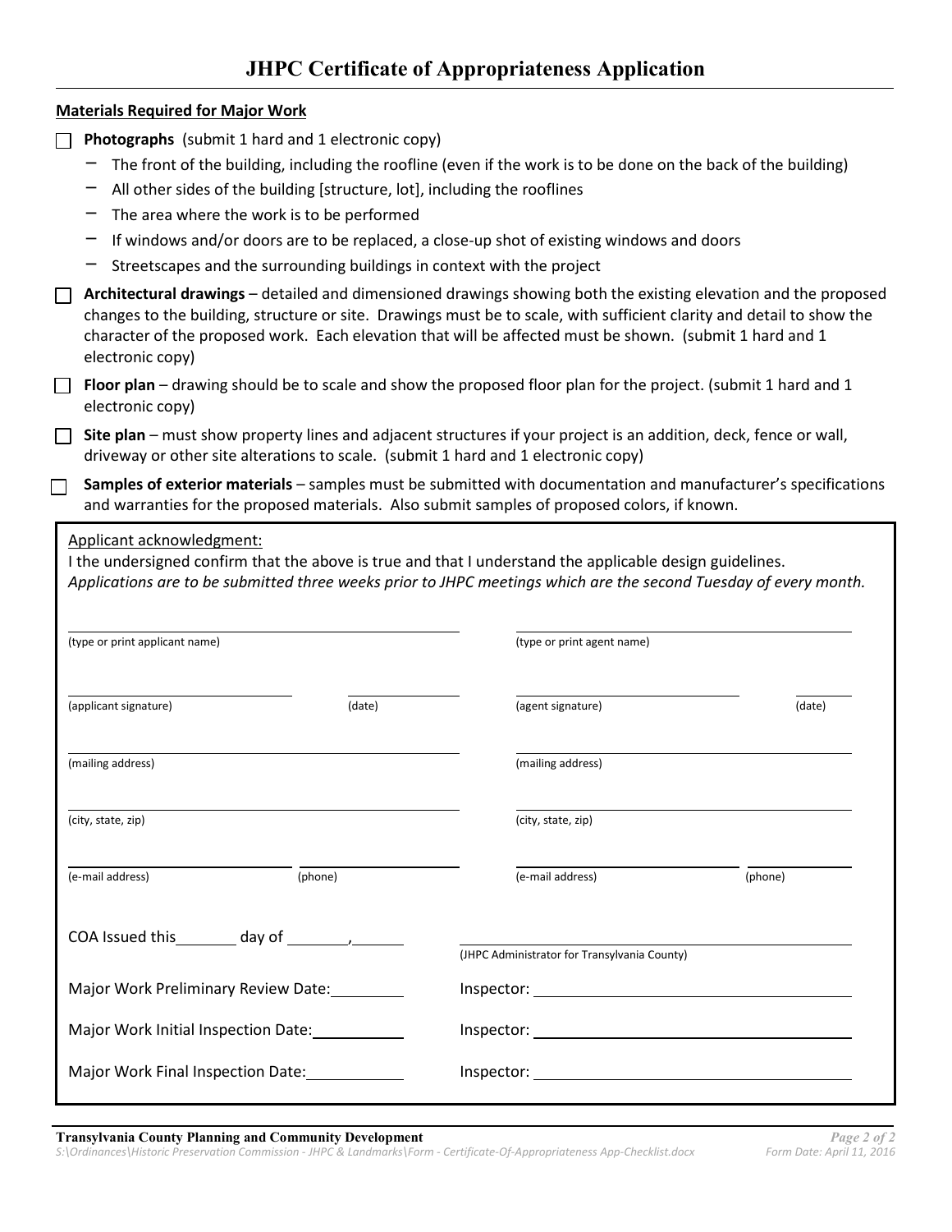# JHPC Certificate of Appropriateness Application

**Materials Required for Major Work**

- ☐ **Photographs** (submit 1 hard and 1 electronic copy)
  - The front of the building, including the roofline (even if the work is to be done on the back of the building)
  - All other sides of the building [structure, lot], including the rooflines
  - The area where the work is to be performed
  - If windows and/or doors are to be replaced, a close-up shot of existing windows and doors
  - Streetscapes and the surrounding buildings in context with the project
- ☐ **Architectural drawings** – detailed and dimensioned drawings showing both the existing elevation and the proposed changes to the building, structure or site. Drawings must be to scale, with sufficient clarity and detail to show the character of the proposed work. Each elevation that will be affected must be shown. (submit 1 hard and 1 electronic copy)
- ☐ **Floor plan** – drawing should be to scale and show the proposed floor plan for the project. (submit 1 hard and 1 electronic copy)
- ☐ **Site plan** – must show property lines and adjacent structures if your project is an addition, deck, fence or wall, driveway or other site alterations to scale. (submit 1 hard and 1 electronic copy)
- ☐ **Samples of exterior materials** – samples must be submitted with documentation and manufacturer's specifications and warranties for the proposed materials. Also submit samples of proposed colors, if known.

Applicant acknowledgment:

I the undersigned confirm that the above is true and that I understand the applicable design guidelines.

*Applications are to be submitted three weeks prior to JHPC meetings which are the second Tuesday of every month.*

| | |
|---|---|
| ______________________ (type or print applicant name) | ______________________ (type or print agent name) |
| ______________ (applicant signature) ________ (date) | ______________ (agent signature) ________ (date) |
| ______________________ (mailing address) | ______________________ (mailing address) |
| ______________________ (city, state, zip) | ______________________ (city, state, zip) |
| ______________ (e-mail address) ________ (phone) | ______________ (e-mail address) ________ (phone) |

COA Issued this_______ day of _______,______

______________________ (JHPC Administrator for Transylvania County)

Major Work Preliminary Review Date:________ Inspector: ______________________

Major Work Initial Inspection Date:________ Inspector: ______________________

Major Work Final Inspection Date:________ Inspector: ______________________